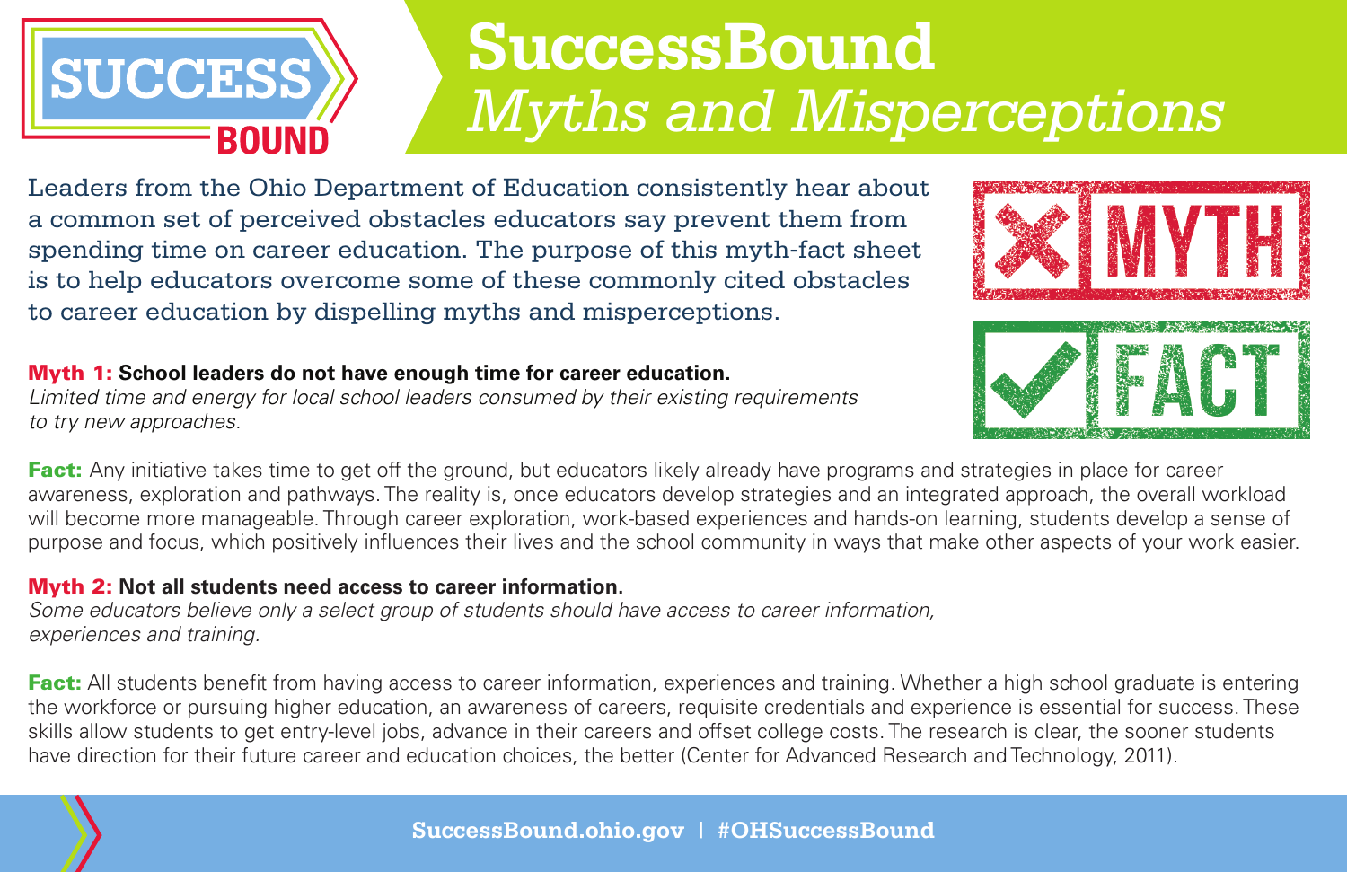# SuccessBound *Myths and Misperceptions*

Leaders from the Ohio Department of Education consistently hear about a common set of perceived obstacles educators say prevent them from spending time on career education. The purpose of this myth-fact sheet is to help educators overcome some of these commonly cited obstacles to career education by dispelling myths and misperceptions.

**Myth 1: School leaders do not have enough time for career education.**
*Limited time and energy for local school leaders consumed by their existing requirements to try new approaches.*

**Fact:** Any initiative takes time to get off the ground, but educators likely already have programs and strategies in place for career awareness, exploration and pathways. The reality is, once educators develop strategies and an integrated approach, the overall workload will become more manageable. Through career exploration, work-based experiences and hands-on learning, students develop a sense of purpose and focus, which positively influences their lives and the school community in ways that make other aspects of your work easier.

**Myth 2: Not all students need access to career information.**
*Some educators believe only a select group of students should have access to career information, experiences and training.*

**Fact:** All students benefit from having access to career information, experiences and training. Whether a high school graduate is entering the workforce or pursuing higher education, an awareness of careers, requisite credentials and experience is essential for success. These skills allow students to get entry-level jobs, advance in their careers and offset college costs. The research is clear, the sooner students have direction for their future career and education choices, the better (Center for Advanced Research and Technology, 2011).

SuccessBound.ohio.gov | #OHSuccessBound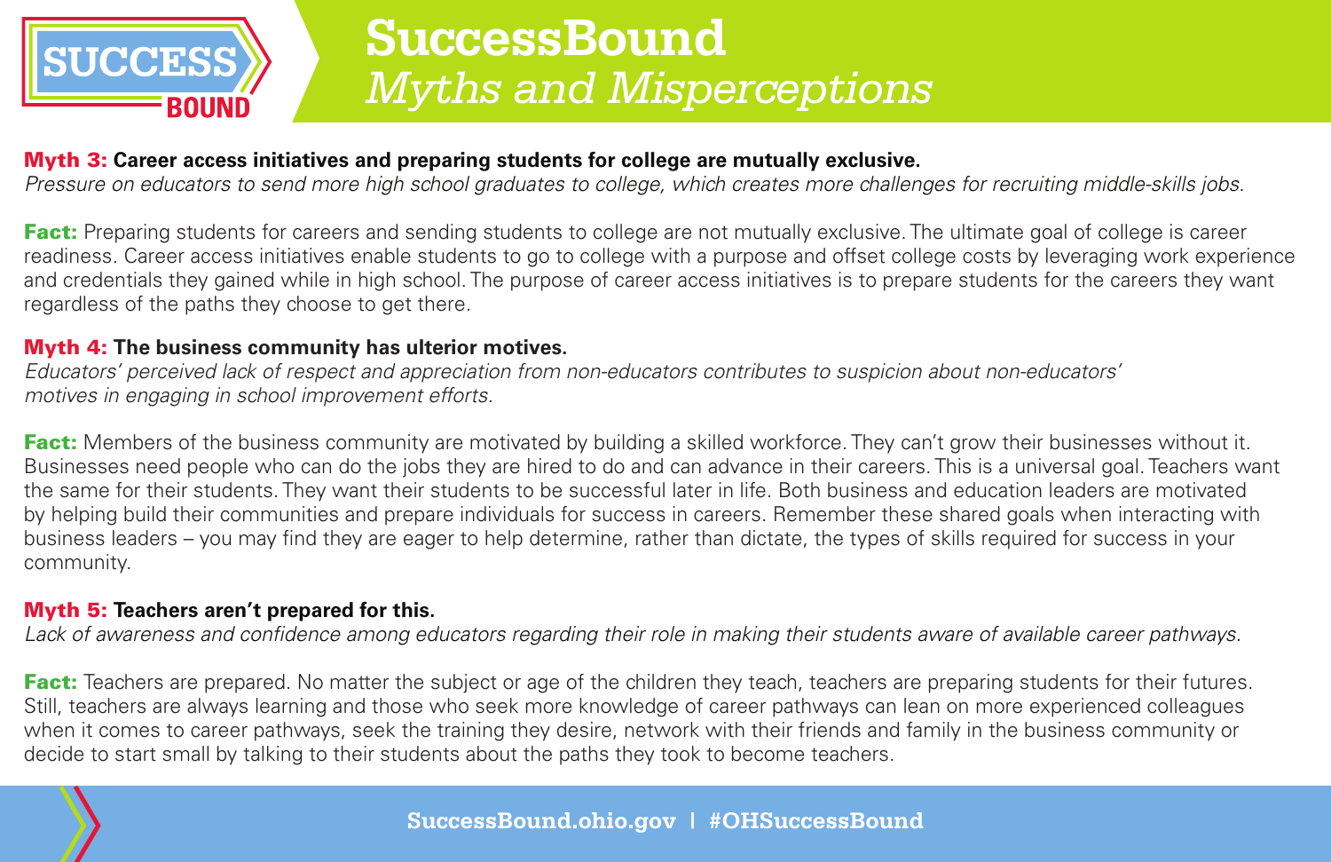# SuccessBound

## *Myths and Misperceptions*

**Myth 3: Career access initiatives and preparing students for college are mutually exclusive.**
*Pressure on educators to send more high school graduates to college, which creates more challenges for recruiting middle-skills jobs.*

**Fact:** Preparing students for careers and sending students to college are not mutually exclusive. The ultimate goal of college is career readiness. Career access initiatives enable students to go to college with a purpose and offset college costs by leveraging work experience and credentials they gained while in high school. The purpose of career access initiatives is to prepare students for the careers they want regardless of the paths they choose to get there.

**Myth 4: The business community has ulterior motives.**
*Educators' perceived lack of respect and appreciation from non-educators contributes to suspicion about non-educators' motives in engaging in school improvement efforts.*

**Fact:** Members of the business community are motivated by building a skilled workforce. They can't grow their businesses without it. Businesses need people who can do the jobs they are hired to do and can advance in their careers. This is a universal goal. Teachers want the same for their students. They want their students to be successful later in life. Both business and education leaders are motivated by helping build their communities and prepare individuals for success in careers. Remember these shared goals when interacting with business leaders – you may find they are eager to help determine, rather than dictate, the types of skills required for success in your community.

**Myth 5: Teachers aren't prepared for this.**
*Lack of awareness and confidence among educators regarding their role in making their students aware of available career pathways.*

**Fact:** Teachers are prepared. No matter the subject or age of the children they teach, teachers are preparing students for their futures. Still, teachers are always learning and those who seek more knowledge of career pathways can lean on more experienced colleagues when it comes to career pathways, seek the training they desire, network with their friends and family in the business community or decide to start small by talking to their students about the paths they took to become teachers.

SuccessBound.ohio.gov | #OHSuccessBound